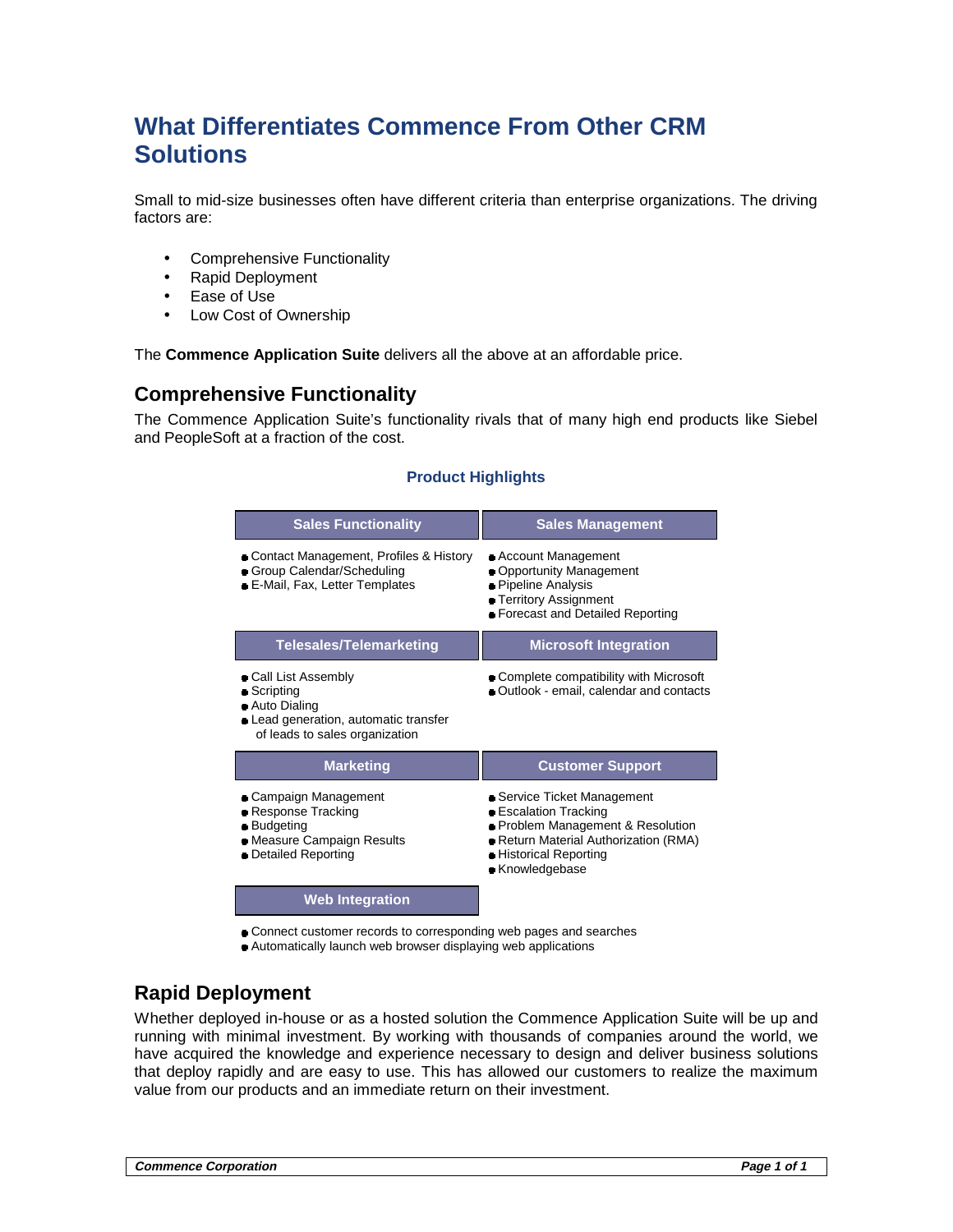# What Differentiates Commence From Other CRM Solutions

Small to mid-size businesses often have different criteria than enterprise organizations. The driving factors are:

- Comprehensive Functionality
- Rapid Deployment
- Ease of Use
- Low Cost of Ownership

The **Commence Application Suite** delivers all the above at an affordable price.

## Comprehensive Functionality

The Commence Application Suite's functionality rivals that of many high end products like Siebel and PeopleSoft at a fraction of the cost.

### Product Highlights

| Sales Functionality | Sales Management |
| --- | --- |
| • Contact Management, Profiles & History<br>• Group Calendar/Scheduling<br>• E-Mail, Fax, Letter Templates | • Account Management<br>• Opportunity Management<br>• Pipeline Analysis<br>• Territory Assignment<br>• Forecast and Detailed Reporting |
| **Telesales/Telemarketing** | **Microsoft Integration** |
| • Call List Assembly<br>• Scripting<br>• Auto Dialing<br>• Lead generation, automatic transfer of leads to sales organization | • Complete compatibility with Microsoft<br>• Outlook - email, calendar and contacts |
| **Marketing** | **Customer Support** |
| • Campaign Management<br>• Response Tracking<br>• Budgeting<br>• Measure Campaign Results<br>• Detailed Reporting | • Service Ticket Management<br>• Escalation Tracking<br>• Problem Management & Resolution<br>• Return Material Authorization (RMA)<br>• Historical Reporting<br>• Knowledgebase |
| **Web Integration** | |
| • Connect customer records to corresponding web pages and searches<br>• Automatically launch web browser displaying web applications | |

## Rapid Deployment

Whether deployed in-house or as a hosted solution the Commence Application Suite will be up and running with minimal investment. By working with thousands of companies around the world, we have acquired the knowledge and experience necessary to design and deliver business solutions that deploy rapidly and are easy to use. This has allowed our customers to realize the maximum value from our products and an immediate return on their investment.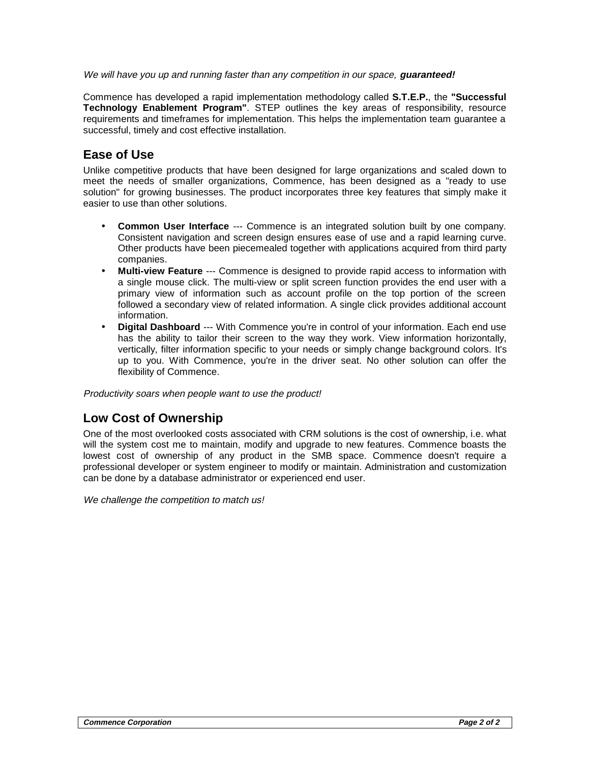*We will have you up and running faster than any competition in our space, **guaranteed!***

Commence has developed a rapid implementation methodology called **S.T.E.P.**, the **"Successful Technology Enablement Program"**. STEP outlines the key areas of responsibility, resource requirements and timeframes for implementation. This helps the implementation team guarantee a successful, timely and cost effective installation.

## Ease of Use

Unlike competitive products that have been designed for large organizations and scaled down to meet the needs of smaller organizations, Commence, has been designed as a "ready to use solution" for growing businesses. The product incorporates three key features that simply make it easier to use than other solutions.

- **Common User Interface** --- Commence is an integrated solution built by one company. Consistent navigation and screen design ensures ease of use and a rapid learning curve. Other products have been piecemealed together with applications acquired from third party companies.
- **Multi-view Feature** --- Commence is designed to provide rapid access to information with a single mouse click. The multi-view or split screen function provides the end user with a primary view of information such as account profile on the top portion of the screen followed a secondary view of related information. A single click provides additional account information.
- **Digital Dashboard** --- With Commence you're in control of your information. Each end use has the ability to tailor their screen to the way they work. View information horizontally, vertically, filter information specific to your needs or simply change background colors. It's up to you. With Commence, you're in the driver seat. No other solution can offer the flexibility of Commence.

*Productivity soars when people want to use the product!*

## Low Cost of Ownership

One of the most overlooked costs associated with CRM solutions is the cost of ownership, i.e. what will the system cost me to maintain, modify and upgrade to new features. Commence boasts the lowest cost of ownership of any product in the SMB space. Commence doesn't require a professional developer or system engineer to modify or maintain. Administration and customization can be done by a database administrator or experienced end user.

*We challenge the competition to match us!*